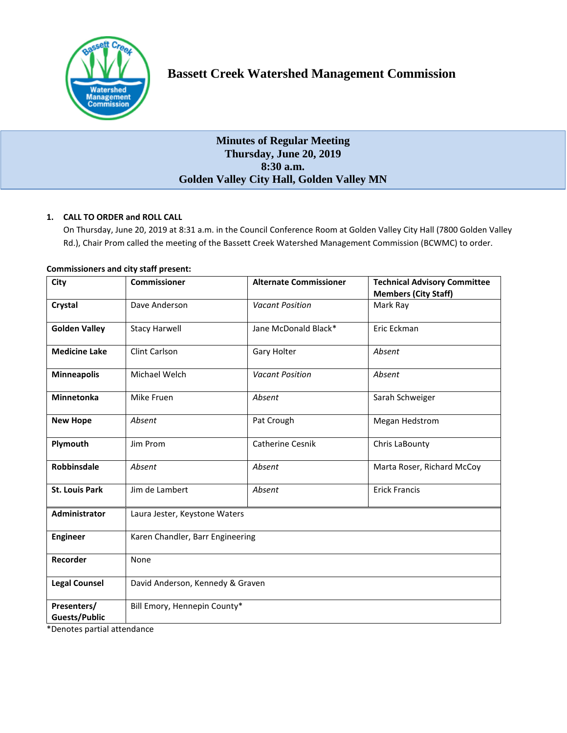# Bassett Creek Watershed Management Commission

## Minutes of Regular Meeting
## Thursday, June 20, 2019
## 8:30 a.m.
## Golden Valley City Hall, Golden Valley MN

### 1. CALL TO ORDER and ROLL CALL

On Thursday, June 20, 2019 at 8:31 a.m. in the Council Conference Room at Golden Valley City Hall (7800 Golden Valley Rd.), Chair Prom called the meeting of the Bassett Creek Watershed Management Commission (BCWMC) to order.

**Commissioners and city staff present:**

| City | Commissioner | Alternate Commissioner | Technical Advisory Committee Members (City Staff) |
|---|---|---|---|
| **Crystal** | Dave Anderson | *Vacant Position* | Mark Ray |
| **Golden Valley** | Stacy Harwell | Jane McDonald Black* | Eric Eckman |
| **Medicine Lake** | Clint Carlson | Gary Holter | *Absent* |
| **Minneapolis** | Michael Welch | *Vacant Position* | *Absent* |
| **Minnetonka** | Mike Fruen | *Absent* | Sarah Schweiger |
| **New Hope** | *Absent* | Pat Crough | Megan Hedstrom |
| **Plymouth** | Jim Prom | Catherine Cesnik | Chris LaBounty |
| **Robbinsdale** | *Absent* | *Absent* | Marta Roser, Richard McCoy |
| **St. Louis Park** | Jim de Lambert | *Absent* | Erick Francis |
| **Administrator** | Laura Jester, Keystone Waters | | |
| **Engineer** | Karen Chandler, Barr Engineering | | |
| **Recorder** | None | | |
| **Legal Counsel** | David Anderson, Kennedy & Graven | | |
| **Presenters/ Guests/Public** | Bill Emory, Hennepin County* | | |

*Denotes partial attendance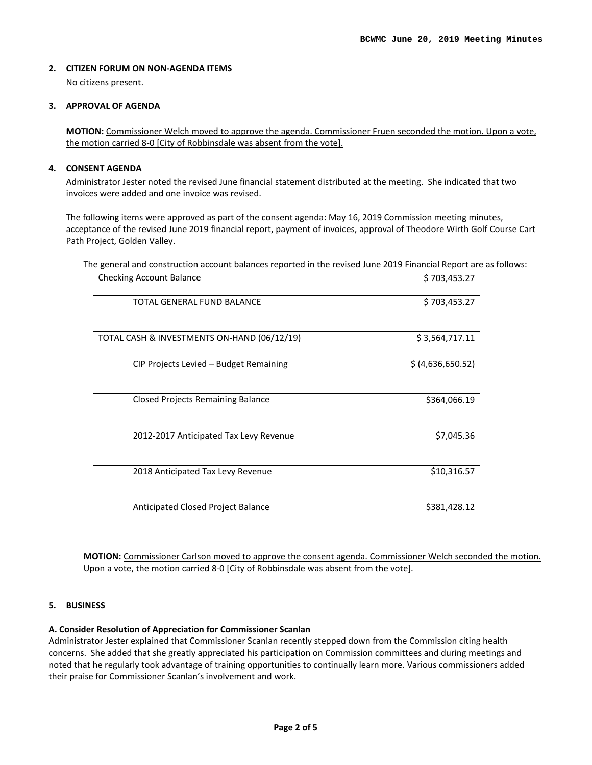**2. CITIZEN FORUM ON NON-AGENDA ITEMS**

No citizens present.

**3. APPROVAL OF AGENDA**

**MOTION:** Commissioner Welch moved to approve the agenda. Commissioner Fruen seconded the motion. Upon a vote, the motion carried 8-0 [City of Robbinsdale was absent from the vote].

**4. CONSENT AGENDA**

Administrator Jester noted the revised June financial statement distributed at the meeting. She indicated that two invoices were added and one invoice was revised.

The following items were approved as part of the consent agenda: May 16, 2019 Commission meeting minutes, acceptance of the revised June 2019 financial report, payment of invoices, approval of Theodore Wirth Golf Course Cart Path Project, Golden Valley.

The general and construction account balances reported in the revised June 2019 Financial Report are as follows:

| | |
|---|---|
| Checking Account Balance | $ 703,453.27 |
| TOTAL GENERAL FUND BALANCE | $ 703,453.27 |
| TOTAL CASH & INVESTMENTS ON-HAND (06/12/19) | $ 3,564,717.11 |
| CIP Projects Levied – Budget Remaining | $ (4,636,650.52) |
| Closed Projects Remaining Balance | $364,066.19 |
| 2012-2017 Anticipated Tax Levy Revenue | $7,045.36 |
| 2018 Anticipated Tax Levy Revenue | $10,316.57 |
| Anticipated Closed Project Balance | $381,428.12 |

**MOTION:** Commissioner Carlson moved to approve the consent agenda. Commissioner Welch seconded the motion. Upon a vote, the motion carried 8-0 [City of Robbinsdale was absent from the vote].

**5. BUSINESS**

**A. Consider Resolution of Appreciation for Commissioner Scanlan**

Administrator Jester explained that Commissioner Scanlan recently stepped down from the Commission citing health concerns. She added that she greatly appreciated his participation on Commission committees and during meetings and noted that he regularly took advantage of training opportunities to continually learn more. Various commissioners added their praise for Commissioner Scanlan's involvement and work.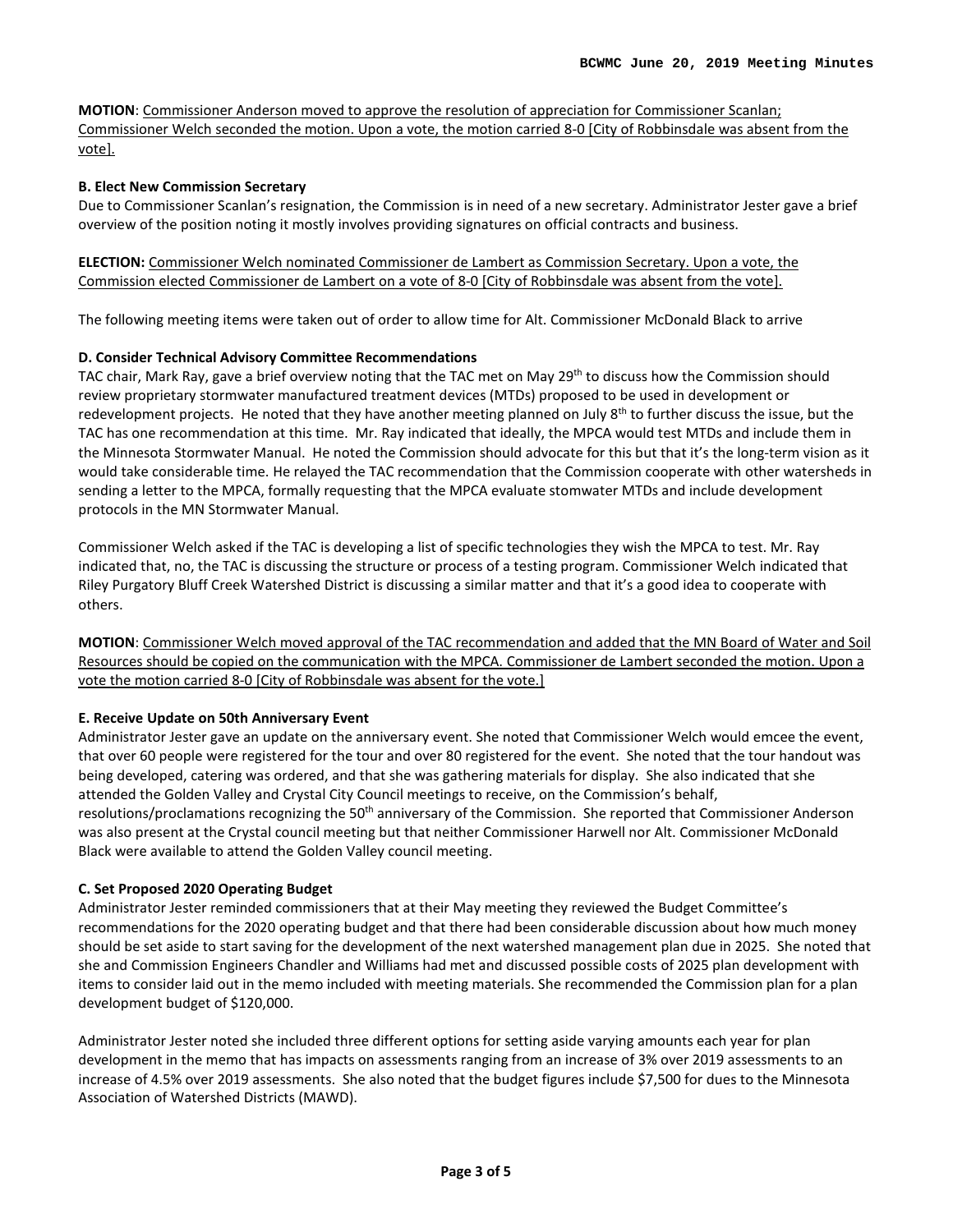**MOTION**: Commissioner Anderson moved to approve the resolution of appreciation for Commissioner Scanlan; Commissioner Welch seconded the motion. Upon a vote, the motion carried 8-0 [City of Robbinsdale was absent from the vote].

**B. Elect New Commission Secretary**

Due to Commissioner Scanlan's resignation, the Commission is in need of a new secretary. Administrator Jester gave a brief overview of the position noting it mostly involves providing signatures on official contracts and business.

**ELECTION:** Commissioner Welch nominated Commissioner de Lambert as Commission Secretary. Upon a vote, the Commission elected Commissioner de Lambert on a vote of 8-0 [City of Robbinsdale was absent from the vote].

The following meeting items were taken out of order to allow time for Alt. Commissioner McDonald Black to arrive

**D. Consider Technical Advisory Committee Recommendations**

TAC chair, Mark Ray, gave a brief overview noting that the TAC met on May 29th to discuss how the Commission should review proprietary stormwater manufactured treatment devices (MTDs) proposed to be used in development or redevelopment projects. He noted that they have another meeting planned on July 8th to further discuss the issue, but the TAC has one recommendation at this time. Mr. Ray indicated that ideally, the MPCA would test MTDs and include them in the Minnesota Stormwater Manual. He noted the Commission should advocate for this but that it's the long-term vision as it would take considerable time. He relayed the TAC recommendation that the Commission cooperate with other watersheds in sending a letter to the MPCA, formally requesting that the MPCA evaluate stomwater MTDs and include development protocols in the MN Stormwater Manual.

Commissioner Welch asked if the TAC is developing a list of specific technologies they wish the MPCA to test. Mr. Ray indicated that, no, the TAC is discussing the structure or process of a testing program. Commissioner Welch indicated that Riley Purgatory Bluff Creek Watershed District is discussing a similar matter and that it's a good idea to cooperate with others.

**MOTION**: Commissioner Welch moved approval of the TAC recommendation and added that the MN Board of Water and Soil Resources should be copied on the communication with the MPCA. Commissioner de Lambert seconded the motion. Upon a vote the motion carried 8-0 [City of Robbinsdale was absent for the vote.]

**E. Receive Update on 50th Anniversary Event**

Administrator Jester gave an update on the anniversary event. She noted that Commissioner Welch would emcee the event, that over 60 people were registered for the tour and over 80 registered for the event. She noted that the tour handout was being developed, catering was ordered, and that she was gathering materials for display. She also indicated that she attended the Golden Valley and Crystal City Council meetings to receive, on the Commission's behalf, resolutions/proclamations recognizing the 50th anniversary of the Commission. She reported that Commissioner Anderson was also present at the Crystal council meeting but that neither Commissioner Harwell nor Alt. Commissioner McDonald Black were available to attend the Golden Valley council meeting.

**C. Set Proposed 2020 Operating Budget**

Administrator Jester reminded commissioners that at their May meeting they reviewed the Budget Committee's recommendations for the 2020 operating budget and that there had been considerable discussion about how much money should be set aside to start saving for the development of the next watershed management plan due in 2025. She noted that she and Commission Engineers Chandler and Williams had met and discussed possible costs of 2025 plan development with items to consider laid out in the memo included with meeting materials. She recommended the Commission plan for a plan development budget of $120,000.

Administrator Jester noted she included three different options for setting aside varying amounts each year for plan development in the memo that has impacts on assessments ranging from an increase of 3% over 2019 assessments to an increase of 4.5% over 2019 assessments. She also noted that the budget figures include $7,500 for dues to the Minnesota Association of Watershed Districts (MAWD).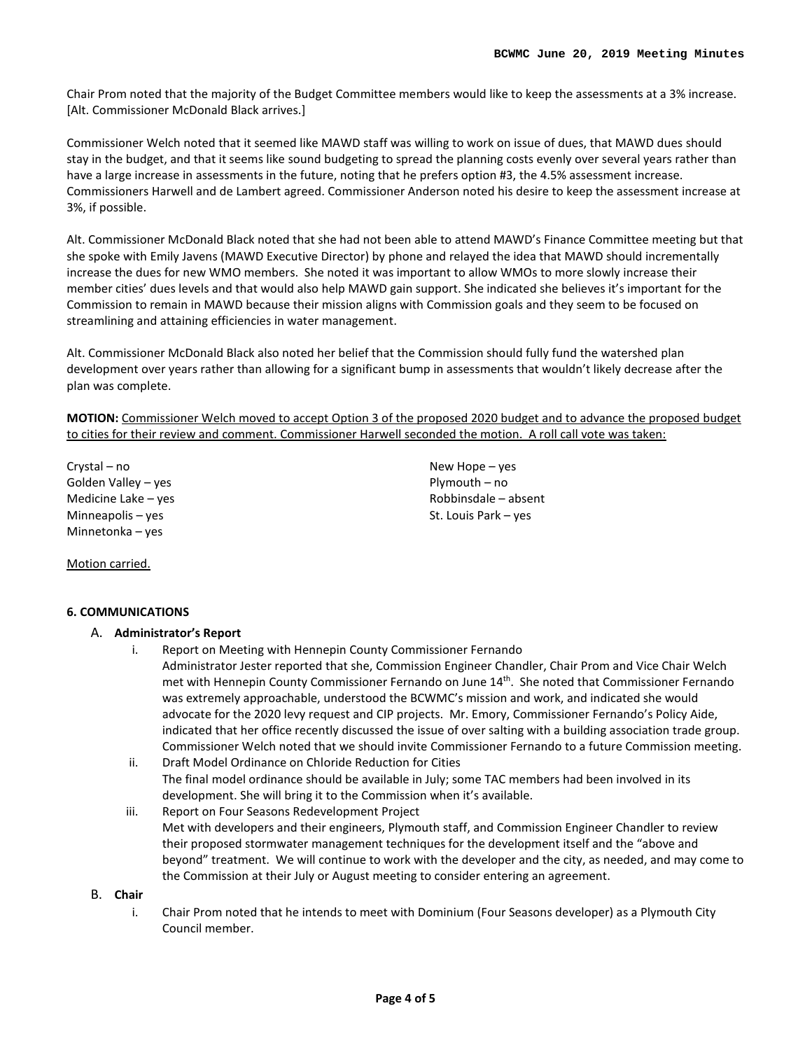Chair Prom noted that the majority of the Budget Committee members would like to keep the assessments at a 3% increase. [Alt. Commissioner McDonald Black arrives.]

Commissioner Welch noted that it seemed like MAWD staff was willing to work on issue of dues, that MAWD dues should stay in the budget, and that it seems like sound budgeting to spread the planning costs evenly over several years rather than have a large increase in assessments in the future, noting that he prefers option #3, the 4.5% assessment increase. Commissioners Harwell and de Lambert agreed. Commissioner Anderson noted his desire to keep the assessment increase at 3%, if possible.

Alt. Commissioner McDonald Black noted that she had not been able to attend MAWD's Finance Committee meeting but that she spoke with Emily Javens (MAWD Executive Director) by phone and relayed the idea that MAWD should incrementally increase the dues for new WMO members. She noted it was important to allow WMOs to more slowly increase their member cities' dues levels and that would also help MAWD gain support. She indicated she believes it's important for the Commission to remain in MAWD because their mission aligns with Commission goals and they seem to be focused on streamlining and attaining efficiencies in water management.

Alt. Commissioner McDonald Black also noted her belief that the Commission should fully fund the watershed plan development over years rather than allowing for a significant bump in assessments that wouldn't likely decrease after the plan was complete.

**MOTION:** <u>Commissioner Welch moved to accept Option 3 of the proposed 2020 budget and to advance the proposed budget to cities for their review and comment. Commissioner Harwell seconded the motion. A roll call vote was taken:</u>

Crystal – no
Golden Valley – yes
Medicine Lake – yes
Minneapolis – yes
Minnetonka – yes
New Hope – yes
Plymouth – no
Robbinsdale – absent
St. Louis Park – yes

<u>Motion carried.</u>

**6. COMMUNICATIONS**

A. **Administrator's Report**

i. Report on Meeting with Hennepin County Commissioner Fernando
Administrator Jester reported that she, Commission Engineer Chandler, Chair Prom and Vice Chair Welch met with Hennepin County Commissioner Fernando on June 14th. She noted that Commissioner Fernando was extremely approachable, understood the BCWMC's mission and work, and indicated she would advocate for the 2020 levy request and CIP projects. Mr. Emory, Commissioner Fernando's Policy Aide, indicated that her office recently discussed the issue of over salting with a building association trade group. Commissioner Welch noted that we should invite Commissioner Fernando to a future Commission meeting.

ii. Draft Model Ordinance on Chloride Reduction for Cities
The final model ordinance should be available in July; some TAC members had been involved in its development. She will bring it to the Commission when it's available.

iii. Report on Four Seasons Redevelopment Project
Met with developers and their engineers, Plymouth staff, and Commission Engineer Chandler to review their proposed stormwater management techniques for the development itself and the "above and beyond" treatment. We will continue to work with the developer and the city, as needed, and may come to the Commission at their July or August meeting to consider entering an agreement.

B. **Chair**

i. Chair Prom noted that he intends to meet with Dominium (Four Seasons developer) as a Plymouth City Council member.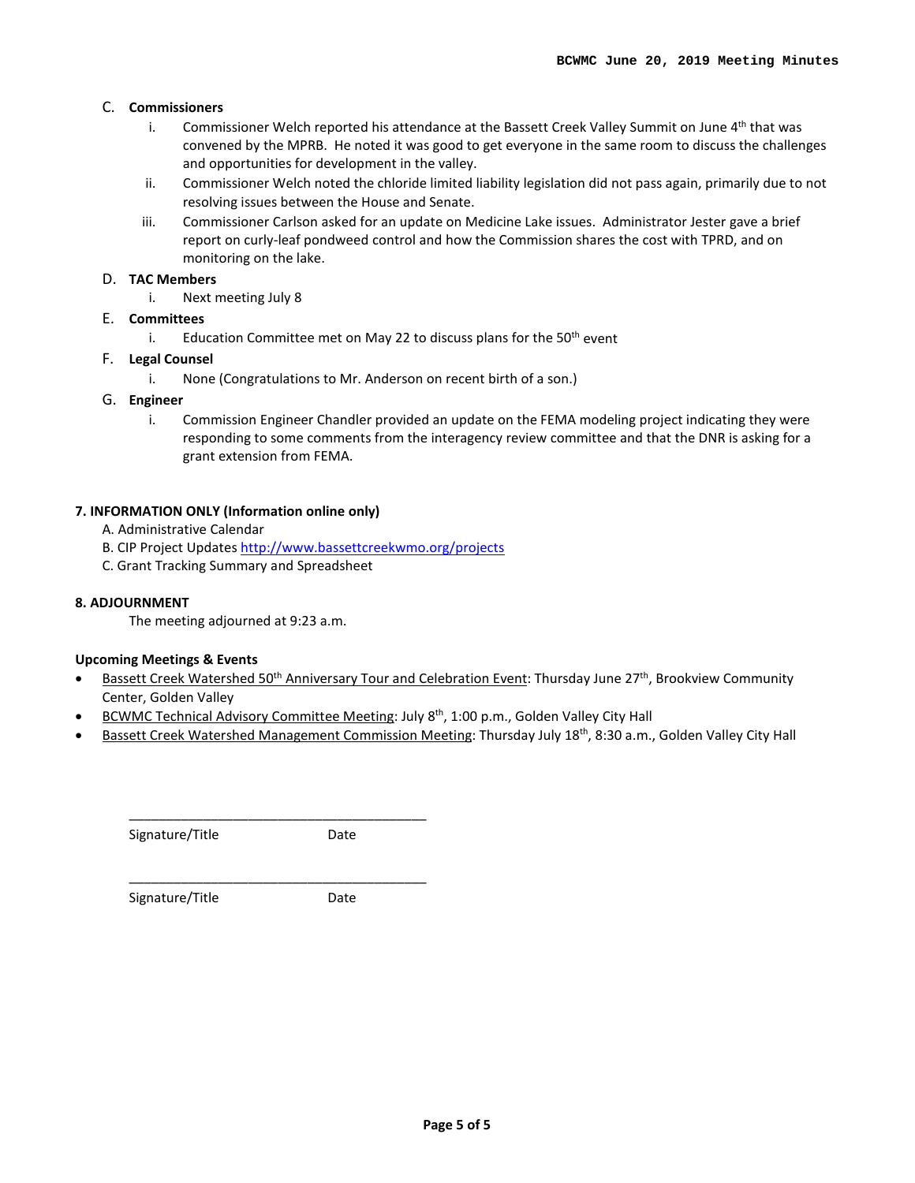C. **Commissioners**

   i. Commissioner Welch reported his attendance at the Bassett Creek Valley Summit on June 4th that was convened by the MPRB. He noted it was good to get everyone in the same room to discuss the challenges and opportunities for development in the valley.

   ii. Commissioner Welch noted the chloride limited liability legislation did not pass again, primarily due to not resolving issues between the House and Senate.

   iii. Commissioner Carlson asked for an update on Medicine Lake issues. Administrator Jester gave a brief report on curly-leaf pondweed control and how the Commission shares the cost with TPRD, and on monitoring on the lake.

D. **TAC Members**

   i. Next meeting July 8

E. **Committees**

   i. Education Committee met on May 22 to discuss plans for the 50th event

F. **Legal Counsel**

   i. None (Congratulations to Mr. Anderson on recent birth of a son.)

G. **Engineer**

   i. Commission Engineer Chandler provided an update on the FEMA modeling project indicating they were responding to some comments from the interagency review committee and that the DNR is asking for a grant extension from FEMA.

**7. INFORMATION ONLY (Information online only)**

A. Administrative Calendar
B. CIP Project Updates http://www.bassettcreekwmo.org/projects
C. Grant Tracking Summary and Spreadsheet

**8. ADJOURNMENT**

The meeting adjourned at 9:23 a.m.

**Upcoming Meetings & Events**

- Bassett Creek Watershed 50th Anniversary Tour and Celebration Event: Thursday June 27th, Brookview Community Center, Golden Valley
- BCWMC Technical Advisory Committee Meeting: July 8th, 1:00 p.m., Golden Valley City Hall
- Bassett Creek Watershed Management Commission Meeting: Thursday July 18th, 8:30 a.m., Golden Valley City Hall

_______________________________________

Signature/Title                Date

_______________________________________

Signature/Title                Date